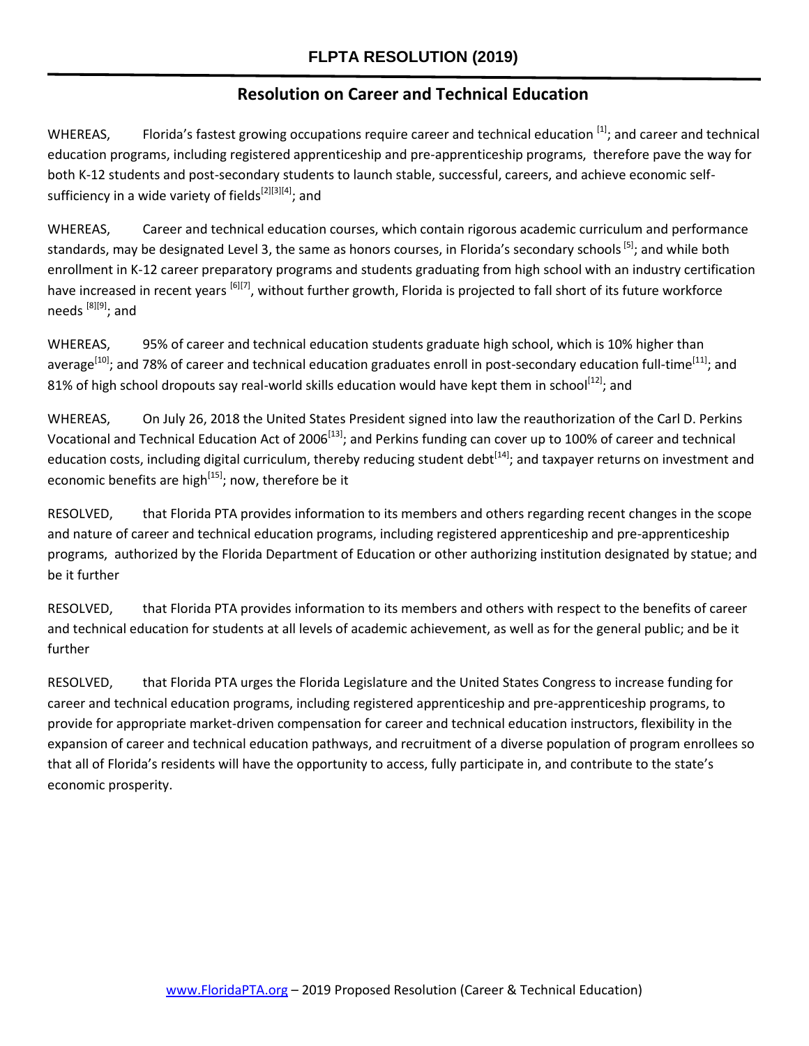# FLPTA RESOLUTION (2019)

## Resolution on Career and Technical Education

WHEREAS, Florida's fastest growing occupations require career and technical education [1]; and career and technical education programs, including registered apprenticeship and pre-apprenticeship programs, therefore pave the way for both K-12 students and post-secondary students to launch stable, successful, careers, and achieve economic self-sufficiency in a wide variety of fields[2][3][4]; and

WHEREAS, Career and technical education courses, which contain rigorous academic curriculum and performance standards, may be designated Level 3, the same as honors courses, in Florida's secondary schools [5]; and while both enrollment in K-12 career preparatory programs and students graduating from high school with an industry certification have increased in recent years [6][7], without further growth, Florida is projected to fall short of its future workforce needs [8][9]; and

WHEREAS, 95% of career and technical education students graduate high school, which is 10% higher than average[10]; and 78% of career and technical education graduates enroll in post-secondary education full-time[11]; and 81% of high school dropouts say real-world skills education would have kept them in school[12]; and

WHEREAS, On July 26, 2018 the United States President signed into law the reauthorization of the Carl D. Perkins Vocational and Technical Education Act of 2006[13]; and Perkins funding can cover up to 100% of career and technical education costs, including digital curriculum, thereby reducing student debt[14]; and taxpayer returns on investment and economic benefits are high[15]; now, therefore be it

RESOLVED, that Florida PTA provides information to its members and others regarding recent changes in the scope and nature of career and technical education programs, including registered apprenticeship and pre-apprenticeship programs, authorized by the Florida Department of Education or other authorizing institution designated by statue; and be it further

RESOLVED, that Florida PTA provides information to its members and others with respect to the benefits of career and technical education for students at all levels of academic achievement, as well as for the general public; and be it further

RESOLVED, that Florida PTA urges the Florida Legislature and the United States Congress to increase funding for career and technical education programs, including registered apprenticeship and pre-apprenticeship programs, to provide for appropriate market-driven compensation for career and technical education instructors, flexibility in the expansion of career and technical education pathways, and recruitment of a diverse population of program enrollees so that all of Florida's residents will have the opportunity to access, fully participate in, and contribute to the state's economic prosperity.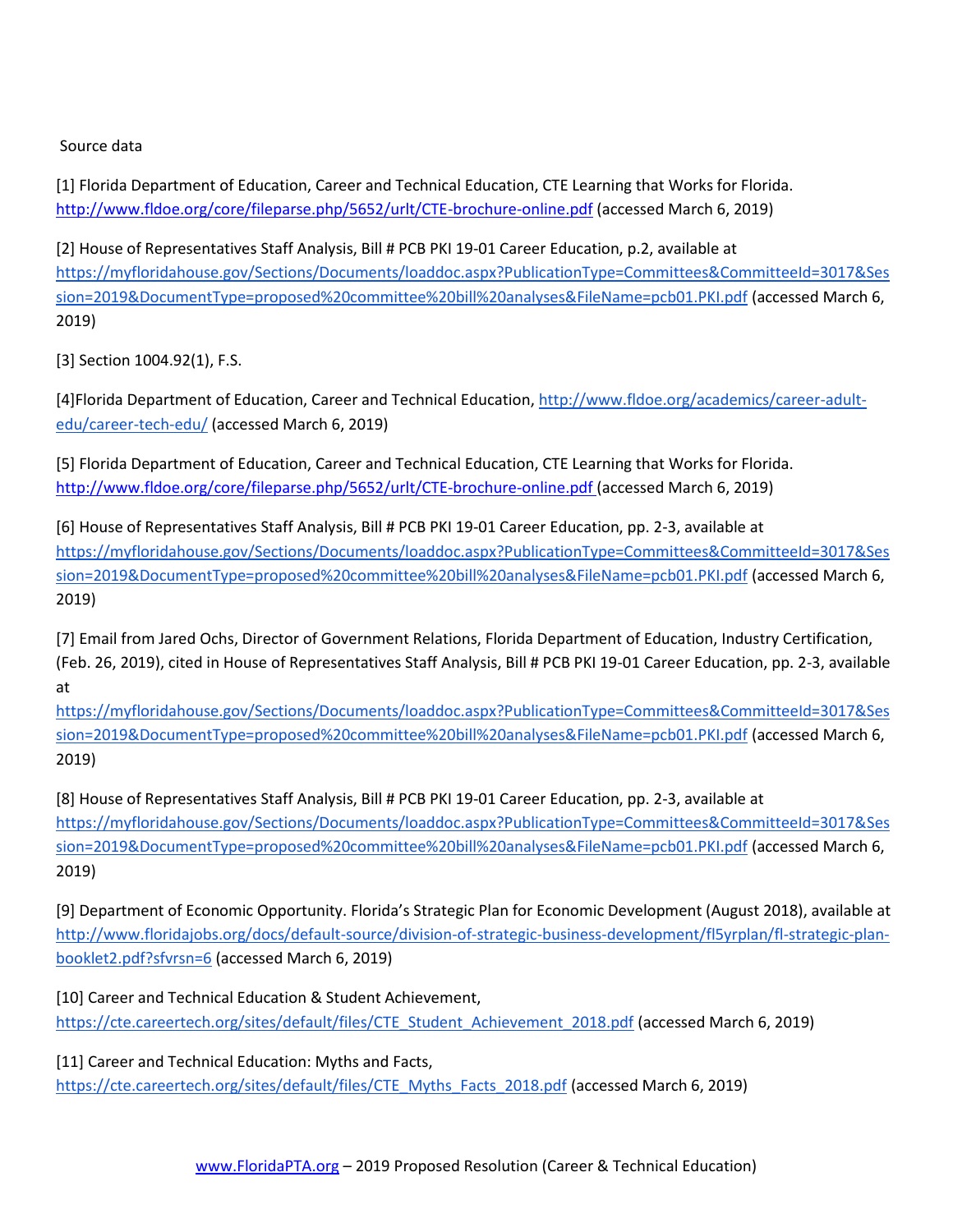Source data

[1] Florida Department of Education, Career and Technical Education, CTE Learning that Works for Florida. http://www.fldoe.org/core/fileparse.php/5652/urlt/CTE-brochure-online.pdf (accessed March 6, 2019)

[2] House of Representatives Staff Analysis, Bill # PCB PKI 19-01 Career Education, p.2, available at https://myfloridahouse.gov/Sections/Documents/loaddoc.aspx?PublicationType=Committees&CommitteeId=3017&Session=2019&DocumentType=proposed%20committee%20bill%20analyses&FileName=pcb01.PKI.pdf (accessed March 6, 2019)

[3] Section 1004.92(1), F.S.

[4]Florida Department of Education, Career and Technical Education, http://www.fldoe.org/academics/career-adult-edu/career-tech-edu/ (accessed March 6, 2019)

[5] Florida Department of Education, Career and Technical Education, CTE Learning that Works for Florida. http://www.fldoe.org/core/fileparse.php/5652/urlt/CTE-brochure-online.pdf (accessed March 6, 2019)

[6] House of Representatives Staff Analysis, Bill # PCB PKI 19-01 Career Education, pp. 2-3, available at https://myfloridahouse.gov/Sections/Documents/loaddoc.aspx?PublicationType=Committees&CommitteeId=3017&Session=2019&DocumentType=proposed%20committee%20bill%20analyses&FileName=pcb01.PKI.pdf (accessed March 6, 2019)

[7] Email from Jared Ochs, Director of Government Relations, Florida Department of Education, Industry Certification, (Feb. 26, 2019), cited in House of Representatives Staff Analysis, Bill # PCB PKI 19-01 Career Education, pp. 2-3, available at https://myfloridahouse.gov/Sections/Documents/loaddoc.aspx?PublicationType=Committees&CommitteeId=3017&Session=2019&DocumentType=proposed%20committee%20bill%20analyses&FileName=pcb01.PKI.pdf (accessed March 6, 2019)

[8] House of Representatives Staff Analysis, Bill # PCB PKI 19-01 Career Education, pp. 2-3, available at https://myfloridahouse.gov/Sections/Documents/loaddoc.aspx?PublicationType=Committees&CommitteeId=3017&Session=2019&DocumentType=proposed%20committee%20bill%20analyses&FileName=pcb01.PKI.pdf (accessed March 6, 2019)

[9] Department of Economic Opportunity. Florida's Strategic Plan for Economic Development (August 2018), available at http://www.floridajobs.org/docs/default-source/division-of-strategic-business-development/fl5yrplan/fl-strategic-plan-booklet2.pdf?sfvrsn=6 (accessed March 6, 2019)

[10] Career and Technical Education & Student Achievement, https://cte.careertech.org/sites/default/files/CTE_Student_Achievement_2018.pdf (accessed March 6, 2019)

[11] Career and Technical Education: Myths and Facts, https://cte.careertech.org/sites/default/files/CTE_Myths_Facts_2018.pdf (accessed March 6, 2019)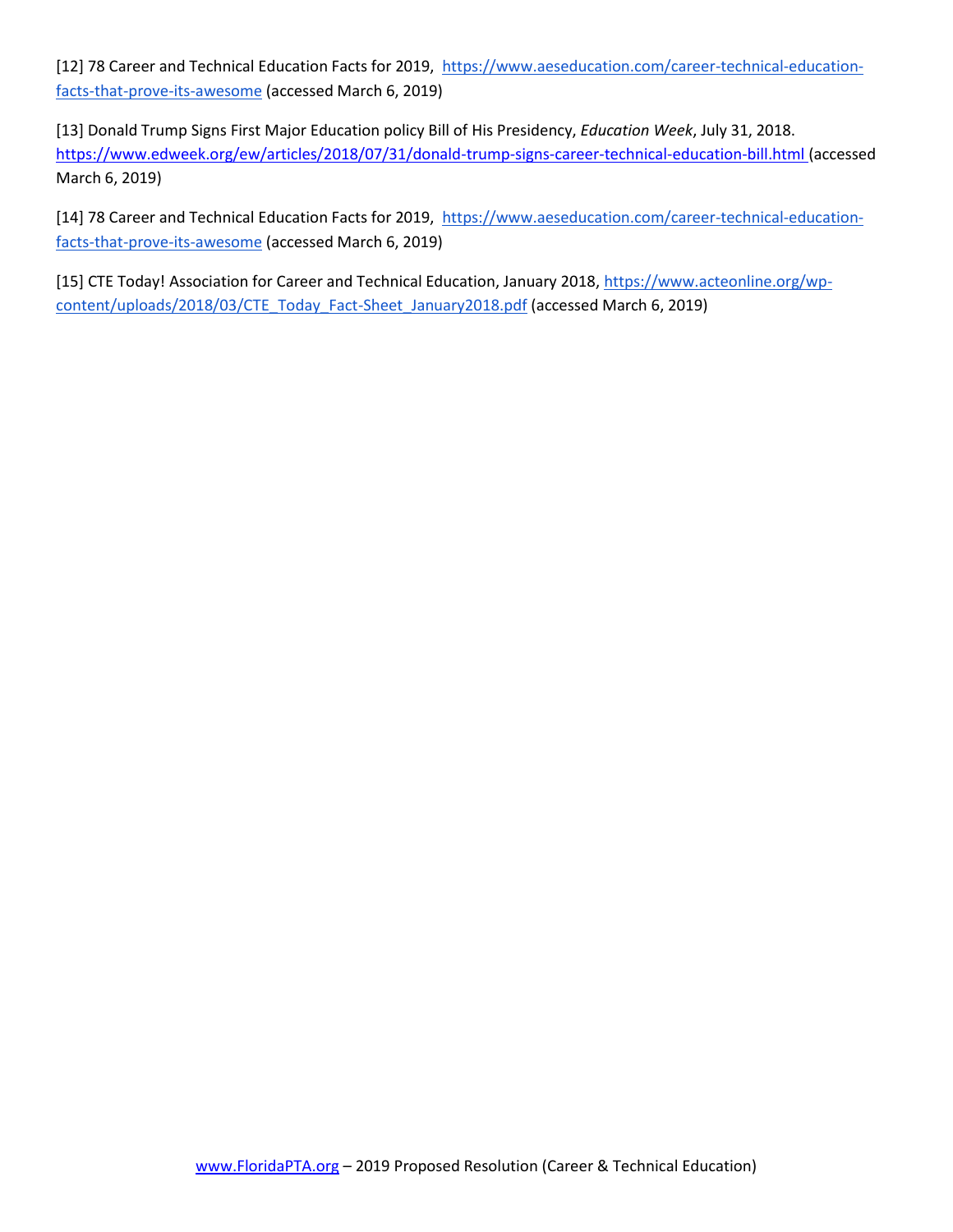[12] 78 Career and Technical Education Facts for 2019, [https://www.aeseducation.com/career-technical-education-facts-that-prove-its-awesome](https://www.aeseducation.com/career-technical-education-facts-that-prove-its-awesome) (accessed March 6, 2019)

[13] Donald Trump Signs First Major Education policy Bill of His Presidency, *Education Week*, July 31, 2018. [https://www.edweek.org/ew/articles/2018/07/31/donald-trump-signs-career-technical-education-bill.html](https://www.edweek.org/ew/articles/2018/07/31/donald-trump-signs-career-technical-education-bill.html) (accessed March 6, 2019)

[14] 78 Career and Technical Education Facts for 2019, [https://www.aeseducation.com/career-technical-education-facts-that-prove-its-awesome](https://www.aeseducation.com/career-technical-education-facts-that-prove-its-awesome) (accessed March 6, 2019)

[15] CTE Today! Association for Career and Technical Education, January 2018, [https://www.acteonline.org/wp-content/uploads/2018/03/CTE_Today_Fact-Sheet_January2018.pdf](https://www.acteonline.org/wp-content/uploads/2018/03/CTE_Today_Fact-Sheet_January2018.pdf) (accessed March 6, 2019)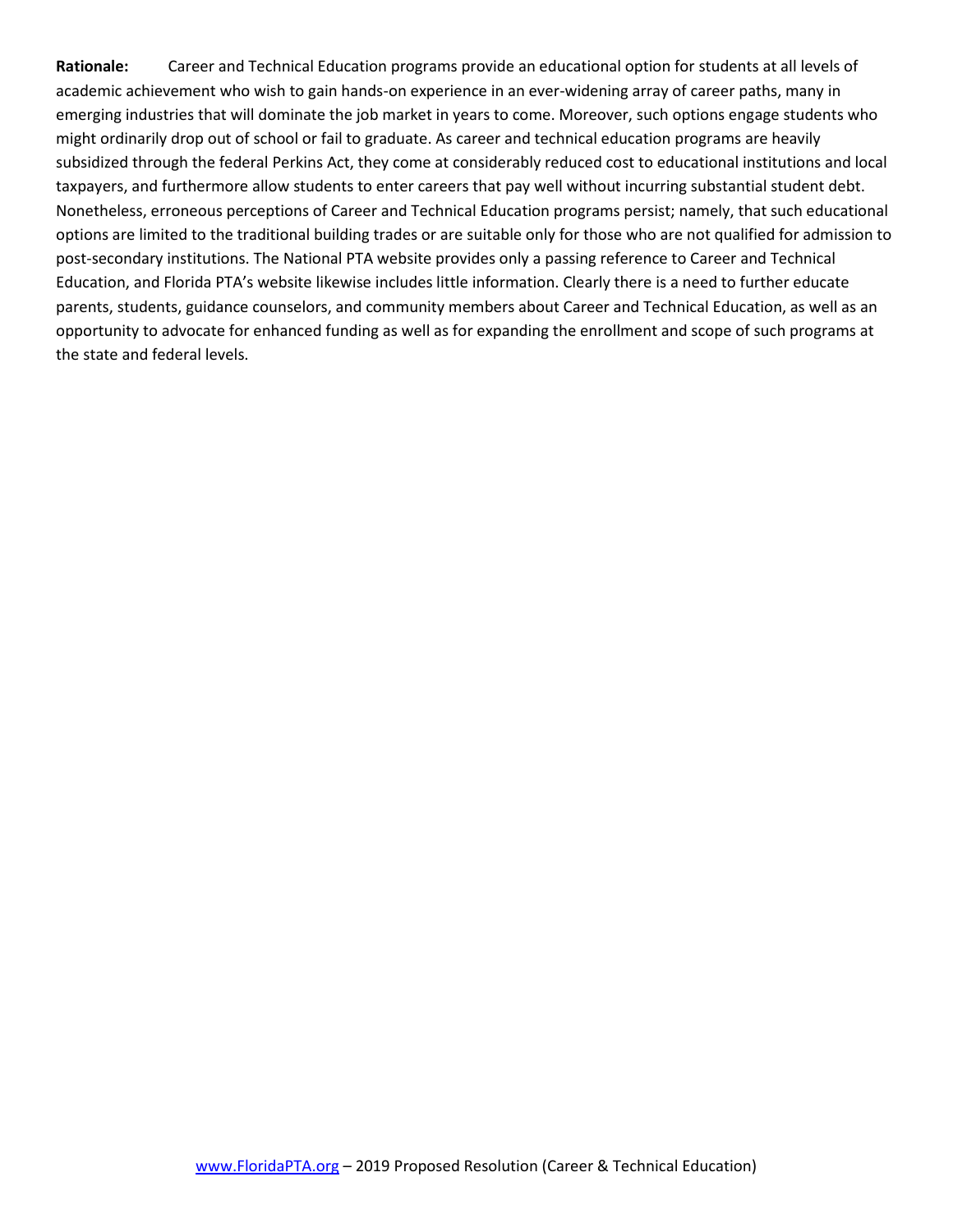**Rationale:** Career and Technical Education programs provide an educational option for students at all levels of academic achievement who wish to gain hands-on experience in an ever-widening array of career paths, many in emerging industries that will dominate the job market in years to come. Moreover, such options engage students who might ordinarily drop out of school or fail to graduate. As career and technical education programs are heavily subsidized through the federal Perkins Act, they come at considerably reduced cost to educational institutions and local taxpayers, and furthermore allow students to enter careers that pay well without incurring substantial student debt. Nonetheless, erroneous perceptions of Career and Technical Education programs persist; namely, that such educational options are limited to the traditional building trades or are suitable only for those who are not qualified for admission to post-secondary institutions. The National PTA website provides only a passing reference to Career and Technical Education, and Florida PTA's website likewise includes little information. Clearly there is a need to further educate parents, students, guidance counselors, and community members about Career and Technical Education, as well as an opportunity to advocate for enhanced funding as well as for expanding the enrollment and scope of such programs at the state and federal levels.